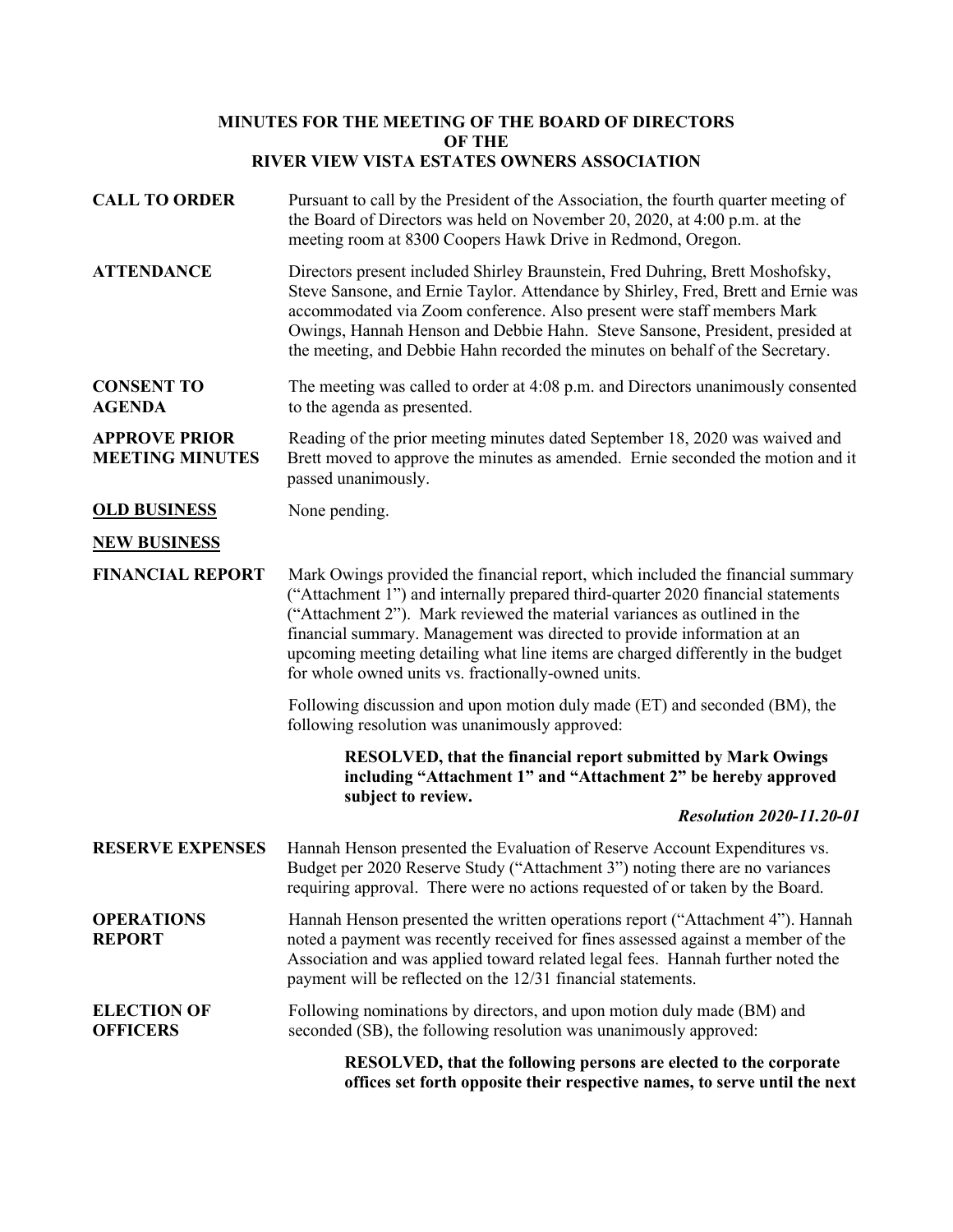**MINUTES FOR THE MEETING OF THE BOARD OF DIRECTORS**
**OF THE**
**RIVER VIEW VISTA ESTATES OWNERS ASSOCIATION**

**CALL TO ORDER** — Pursuant to call by the President of the Association, the fourth quarter meeting of the Board of Directors was held on November 20, 2020, at 4:00 p.m. at the meeting room at 8300 Coopers Hawk Drive in Redmond, Oregon.

**ATTENDANCE** — Directors present included Shirley Braunstein, Fred Duhring, Brett Moshofsky, Steve Sansone, and Ernie Taylor. Attendance by Shirley, Fred, Brett and Ernie was accommodated via Zoom conference. Also present were staff members Mark Owings, Hannah Henson and Debbie Hahn. Steve Sansone, President, presided at the meeting, and Debbie Hahn recorded the minutes on behalf of the Secretary.

**CONSENT TO AGENDA** — The meeting was called to order at 4:08 p.m. and Directors unanimously consented to the agenda as presented.

**APPROVE PRIOR MEETING MINUTES** — Reading of the prior meeting minutes dated September 18, 2020 was waived and Brett moved to approve the minutes as amended. Ernie seconded the motion and it passed unanimously.

**OLD BUSINESS** — None pending.

**NEW BUSINESS**

**FINANCIAL REPORT** — Mark Owings provided the financial report, which included the financial summary ("Attachment 1") and internally prepared third-quarter 2020 financial statements ("Attachment 2"). Mark reviewed the material variances as outlined in the financial summary. Management was directed to provide information at an upcoming meeting detailing what line items are charged differently in the budget for whole owned units vs. fractionally-owned units.

Following discussion and upon motion duly made (ET) and seconded (BM), the following resolution was unanimously approved:

> **RESOLVED, that the financial report submitted by Mark Owings including "Attachment 1" and "Attachment 2" be hereby approved subject to review.**
>
> ***Resolution 2020-11.20-01***

**RESERVE EXPENSES** — Hannah Henson presented the Evaluation of Reserve Account Expenditures vs. Budget per 2020 Reserve Study ("Attachment 3") noting there are no variances requiring approval. There were no actions requested of or taken by the Board.

**OPERATIONS REPORT** — Hannah Henson presented the written operations report ("Attachment 4"). Hannah noted a payment was recently received for fines assessed against a member of the Association and was applied toward related legal fees. Hannah further noted the payment will be reflected on the 12/31 financial statements.

**ELECTION OF OFFICERS** — Following nominations by directors, and upon motion duly made (BM) and seconded (SB), the following resolution was unanimously approved:

> **RESOLVED, that the following persons are elected to the corporate offices set forth opposite their respective names, to serve until the next**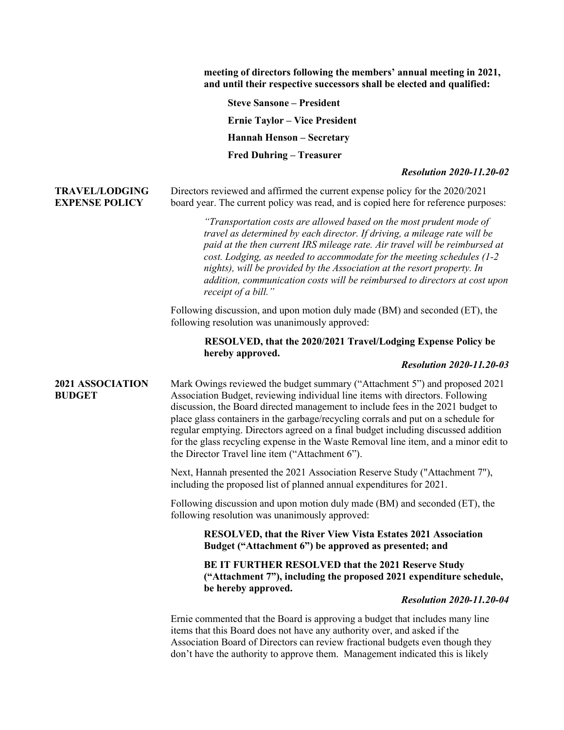**meeting of directors following the members' annual meeting in 2021, and until their respective successors shall be elected and qualified:**

**Steve Sansone – President**

**Ernie Taylor – Vice President**

**Hannah Henson – Secretary**

**Fred Duhring – Treasurer**

***Resolution 2020-11.20-02***

**TRAVEL/LODGING EXPENSE POLICY**

Directors reviewed and affirmed the current expense policy for the 2020/2021 board year. The current policy was read, and is copied here for reference purposes:

> *"Transportation costs are allowed based on the most prudent mode of travel as determined by each director. If driving, a mileage rate will be paid at the then current IRS mileage rate. Air travel will be reimbursed at cost. Lodging, as needed to accommodate for the meeting schedules (1-2 nights), will be provided by the Association at the resort property. In addition, communication costs will be reimbursed to directors at cost upon receipt of a bill."*

Following discussion, and upon motion duly made (BM) and seconded (ET), the following resolution was unanimously approved:

> **RESOLVED, that the 2020/2021 Travel/Lodging Expense Policy be hereby approved.**

***Resolution 2020-11.20-03***

**2021 ASSOCIATION BUDGET**

Mark Owings reviewed the budget summary ("Attachment 5") and proposed 2021 Association Budget, reviewing individual line items with directors. Following discussion, the Board directed management to include fees in the 2021 budget to place glass containers in the garbage/recycling corrals and put on a schedule for regular emptying. Directors agreed on a final budget including discussed addition for the glass recycling expense in the Waste Removal line item, and a minor edit to the Director Travel line item ("Attachment 6").

Next, Hannah presented the 2021 Association Reserve Study ("Attachment 7"), including the proposed list of planned annual expenditures for 2021.

Following discussion and upon motion duly made (BM) and seconded (ET), the following resolution was unanimously approved:

> **RESOLVED, that the River View Vista Estates 2021 Association Budget ("Attachment 6") be approved as presented; and**
>
> **BE IT FURTHER RESOLVED that the 2021 Reserve Study ("Attachment 7"), including the proposed 2021 expenditure schedule, be hereby approved.**

***Resolution 2020-11.20-04***

Ernie commented that the Board is approving a budget that includes many line items that this Board does not have any authority over, and asked if the Association Board of Directors can review fractional budgets even though they don't have the authority to approve them. Management indicated this is likely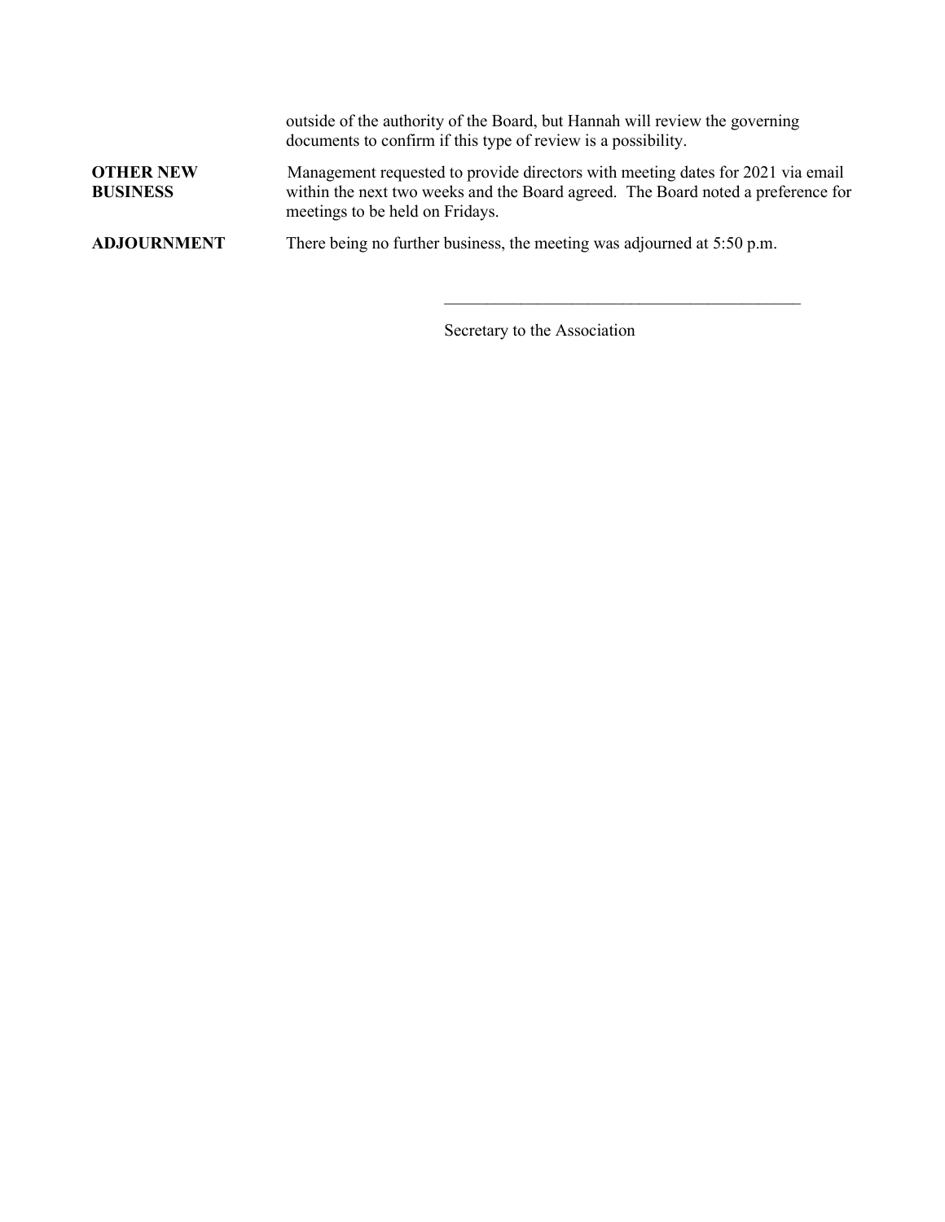outside of the authority of the Board, but Hannah will review the governing documents to confirm if this type of review is a possibility.

**OTHER NEW BUSINESS** Management requested to provide directors with meeting dates for 2021 via email within the next two weeks and the Board agreed. The Board noted a preference for meetings to be held on Fridays.

**ADJOURNMENT** There being no further business, the meeting was adjourned at 5:50 p.m.

\_\_\_\_\_\_\_\_\_\_\_\_\_\_\_\_\_\_\_\_\_\_\_\_\_\_\_\_\_\_\_\_\_\_\_\_\_\_\_\_\_\_\_\_

Secretary to the Association